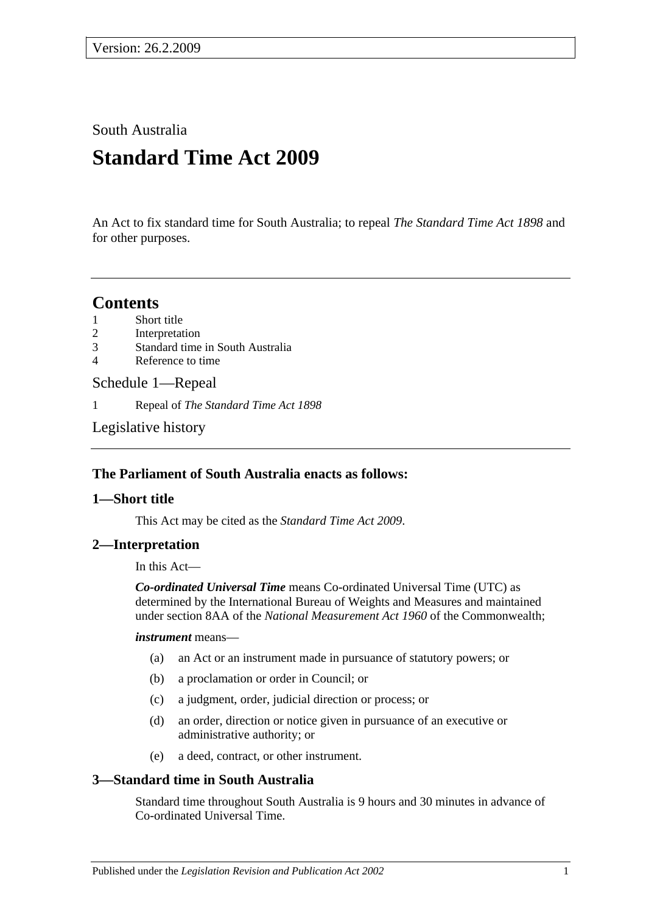Version: 26.2.2009

South Australia

# Standard Time Act 2009

An Act to fix standard time for South Australia; to repeal *The Standard Time Act 1898* and for other purposes.

## Contents

1 Short title
2 Interpretation
3 Standard time in South Australia
4 Reference to time

Schedule 1—Repeal

1 Repeal of *The Standard Time Act 1898*

Legislative history

### The Parliament of South Australia enacts as follows:

### 1—Short title

This Act may be cited as the *Standard Time Act 2009*.

### 2—Interpretation

In this Act—

***Co-ordinated Universal Time*** means Co-ordinated Universal Time (UTC) as determined by the International Bureau of Weights and Measures and maintained under section 8AA of the *National Measurement Act 1960* of the Commonwealth;

***instrument*** means—

(a) an Act or an instrument made in pursuance of statutory powers; or

(b) a proclamation or order in Council; or

(c) a judgment, order, judicial direction or process; or

(d) an order, direction or notice given in pursuance of an executive or administrative authority; or

(e) a deed, contract, or other instrument.

### 3—Standard time in South Australia

Standard time throughout South Australia is 9 hours and 30 minutes in advance of Co-ordinated Universal Time.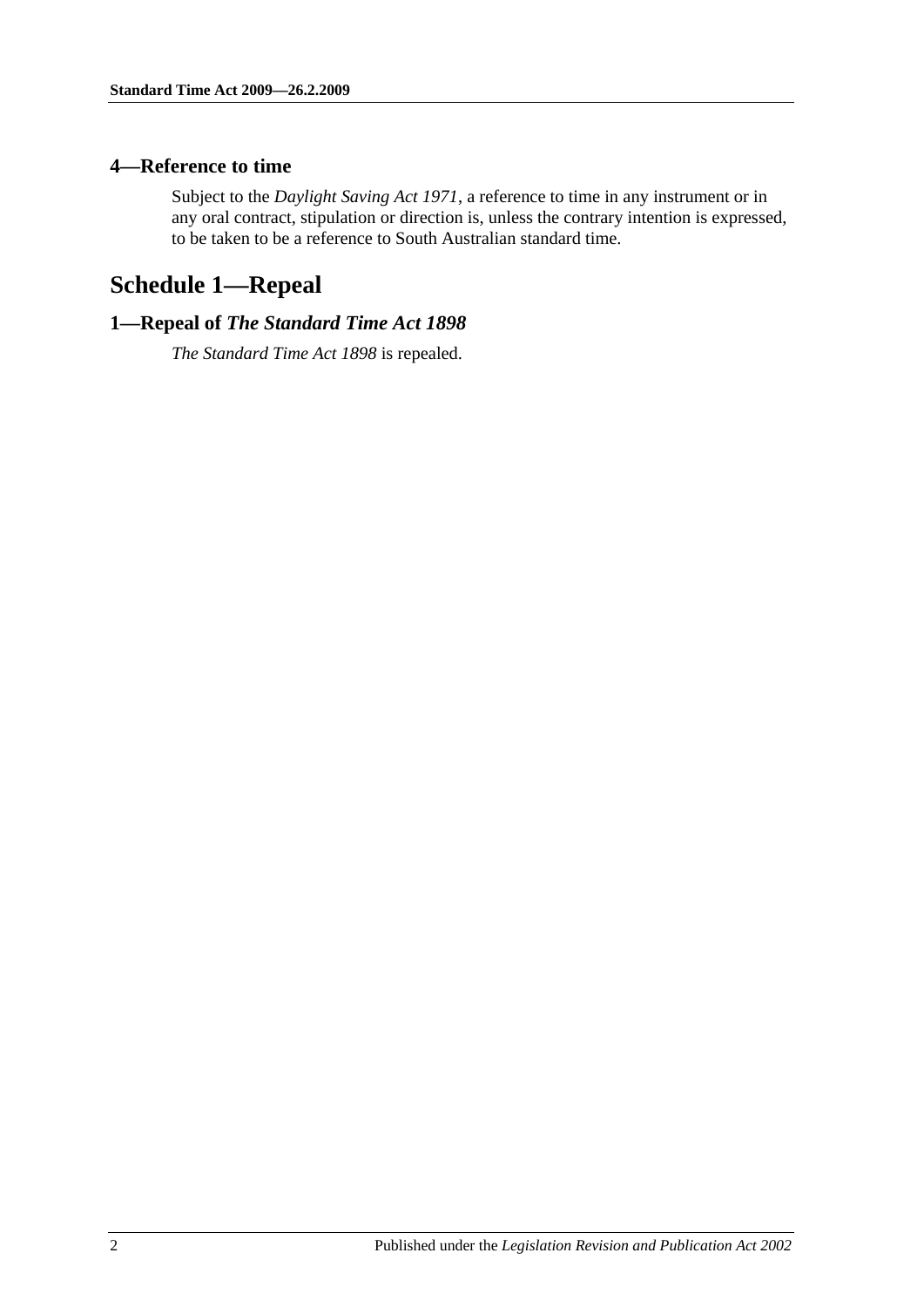### 4—Reference to time

Subject to the *Daylight Saving Act 1971*, a reference to time in any instrument or in any oral contract, stipulation or direction is, unless the contrary intention is expressed, to be taken to be a reference to South Australian standard time.

## Schedule 1—Repeal

### 1—Repeal of *The Standard Time Act 1898*

*The Standard Time Act 1898* is repealed.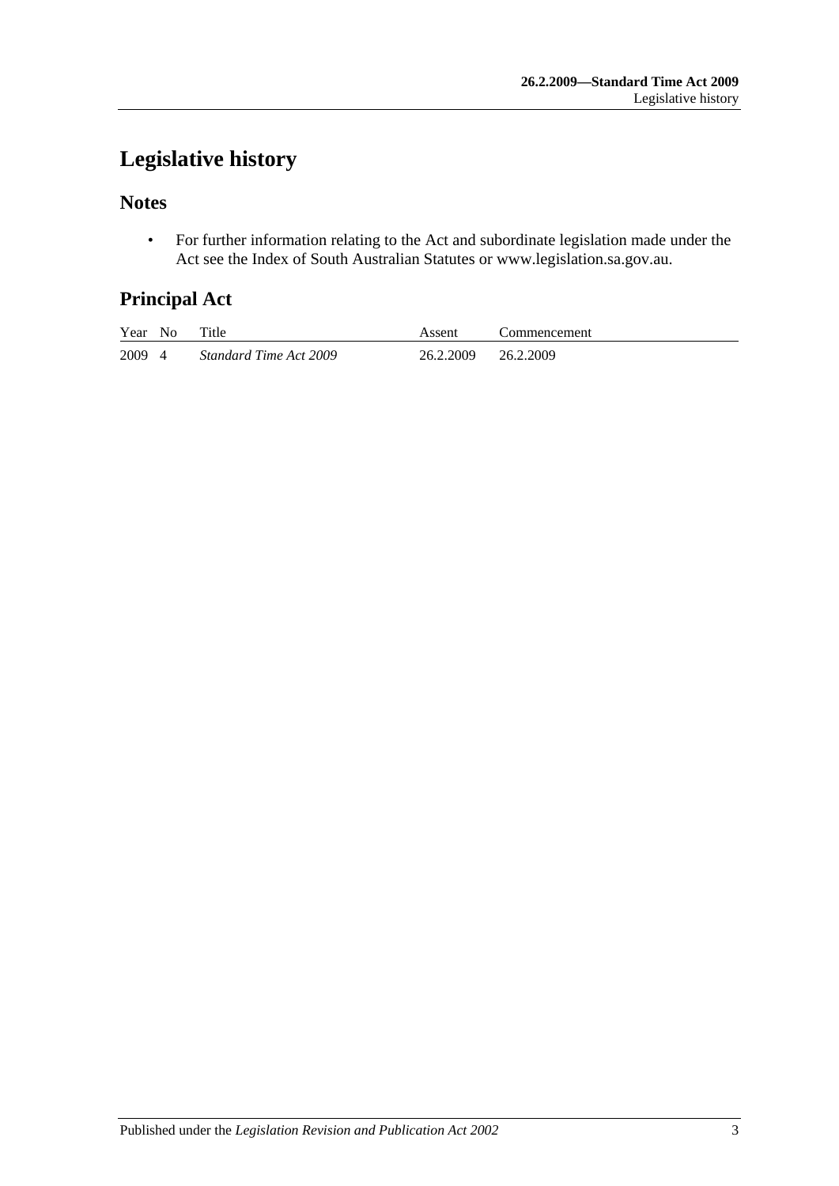# Legislative history

## Notes

- For further information relating to the Act and subordinate legislation made under the Act see the Index of South Australian Statutes or www.legislation.sa.gov.au.

## Principal Act

| Year | No | Title | Assent | Commencement |
|---|---|---|---|---|
| 2009 | 4 | *Standard Time Act 2009* | 26.2.2009 | 26.2.2009 |